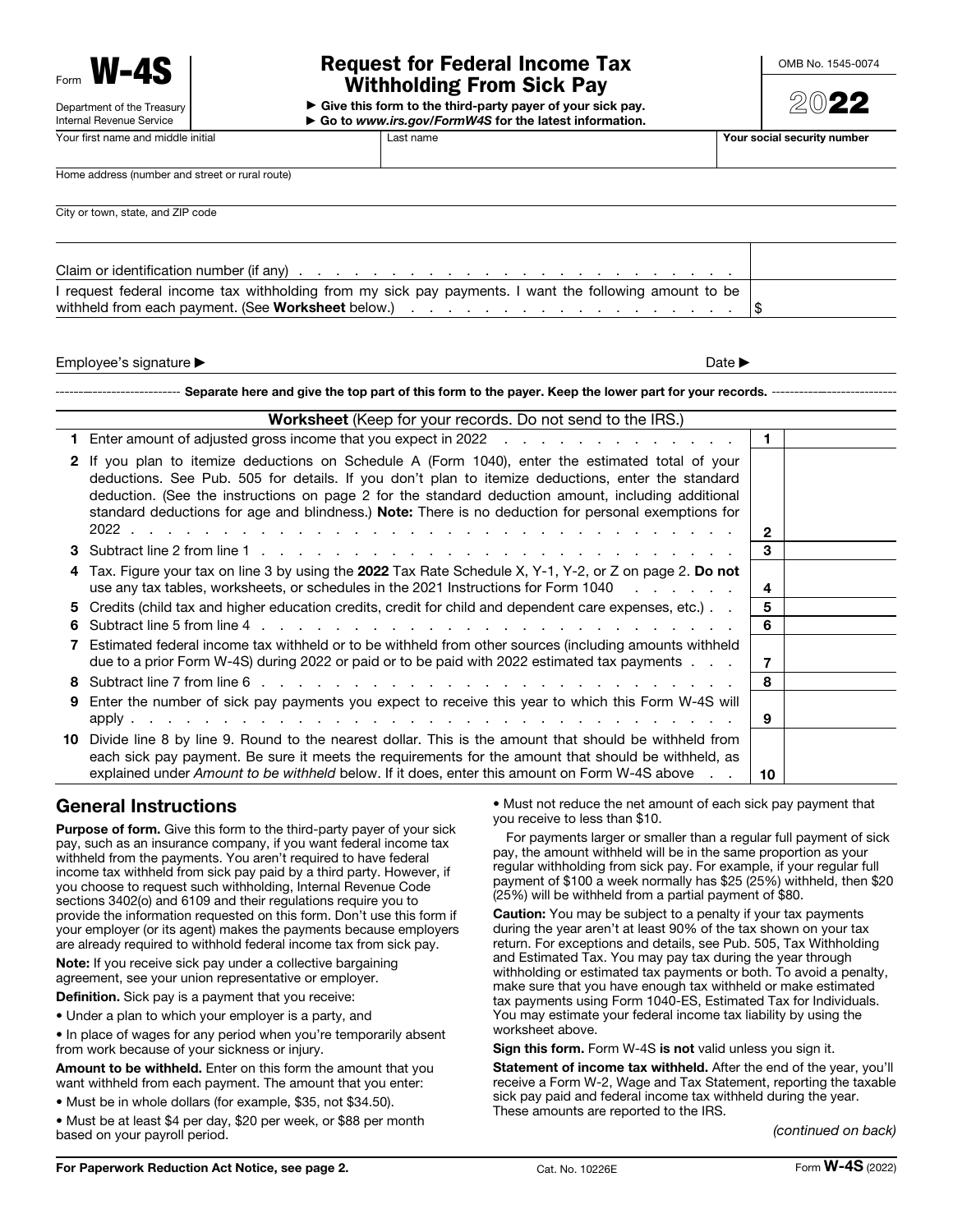Form **W-4S**

Department of the Treasury
Internal Revenue Service

# Request for Federal Income Tax Withholding From Sick Pay

▶ **Give this form to the third-party payer of your sick pay.**
▶ **Go to *www.irs.gov/FormW4S* for the latest information.**

OMB No. 1545-0074

**2022**

| Your first name and middle initial | Last name | **Your social security number** |
|---|---|---|
| | | |

Home address (number and street or rural route)

City or town, state, and ZIP code

| | |
|---|---|
| Claim or identification number (if any) | |
| I request federal income tax withholding from my sick pay payments. I want the following amount to be withheld from each payment. (See **Worksheet** below.) | $ |

Employee's signature ▶ Date ▶

**Separate here and give the top part of this form to the payer. Keep the lower part for your records.**

**Worksheet** (Keep for your records. Do not send to the IRS.)

| | | | |
|---|---|---|---|
| **1** | Enter amount of adjusted gross income that you expect in 2022 | **1** | |
| **2** | If you plan to itemize deductions on Schedule A (Form 1040), enter the estimated total of your deductions. See Pub. 505 for details. If you don't plan to itemize deductions, enter the standard deduction. (See the instructions on page 2 for the standard deduction amount, including additional standard deductions for age and blindness.) **Note:** There is no deduction for personal exemptions for 2022 | **2** | |
| **3** | Subtract line 2 from line 1 | **3** | |
| **4** | Tax. Figure your tax on line 3 by using the **2022** Tax Rate Schedule X, Y-1, Y-2, or Z on page 2. **Do not** use any tax tables, worksheets, or schedules in the 2021 Instructions for Form 1040 | **4** | |
| **5** | Credits (child tax and higher education credits, credit for child and dependent care expenses, etc.) | **5** | |
| **6** | Subtract line 5 from line 4 | **6** | |
| **7** | Estimated federal income tax withheld or to be withheld from other sources (including amounts withheld due to a prior Form W-4S) during 2022 or paid or to be paid with 2022 estimated tax payments | **7** | |
| **8** | Subtract line 7 from line 6 | **8** | |
| **9** | Enter the number of sick pay payments you expect to receive this year to which this Form W-4S will apply | **9** | |
| **10** | Divide line 8 by line 9. Round to the nearest dollar. This is the amount that should be withheld from each sick pay payment. Be sure it meets the requirements for the amount that should be withheld, as explained under *Amount to be withheld* below. If it does, enter this amount on Form W-4S above | **10** | |

## General Instructions

**Purpose of form.** Give this form to the third-party payer of your sick pay, such as an insurance company, if you want federal income tax withheld from the payments. You aren't required to have federal income tax withheld from sick pay paid by a third party. However, if you choose to request such withholding, Internal Revenue Code sections 3402(o) and 6109 and their regulations require you to provide the information requested on this form. Don't use this form if your employer (or its agent) makes the payments because employers are already required to withhold federal income tax from sick pay.

**Note:** If you receive sick pay under a collective bargaining agreement, see your union representative or employer.

**Definition.** Sick pay is a payment that you receive:

- Under a plan to which your employer is a party, and
- In place of wages for any period when you're temporarily absent from work because of your sickness or injury.

**Amount to be withheld.** Enter on this form the amount that you want withheld from each payment. The amount that you enter:

- Must be in whole dollars (for example, $35, not $34.50).
- Must be at least $4 per day, $20 per week, or $88 per month based on your payroll period.
- Must not reduce the net amount of each sick pay payment that you receive to less than $10.

For payments larger or smaller than a regular full payment of sick pay, the amount withheld will be in the same proportion as your regular withholding from sick pay. For example, if your regular full payment of $100 a week normally has $25 (25%) withheld, then $20 (25%) will be withheld from a partial payment of $80.

**Caution:** You may be subject to a penalty if your tax payments during the year aren't at least 90% of the tax shown on your tax return. For exceptions and details, see Pub. 505, Tax Withholding and Estimated Tax. You may pay tax during the year through withholding or estimated tax payments or both. To avoid a penalty, make sure that you have enough tax withheld or make estimated tax payments using Form 1040-ES, Estimated Tax for Individuals. You may estimate your federal income tax liability by using the worksheet above.

**Sign this form.** Form W-4S **is not** valid unless you sign it.

**Statement of income tax withheld.** After the end of the year, you'll receive a Form W-2, Wage and Tax Statement, reporting the taxable sick pay paid and federal income tax withheld during the year. These amounts are reported to the IRS.

*(continued on back)*

**For Paperwork Reduction Act Notice, see page 2.** Cat. No. 10226E Form **W-4S** (2022)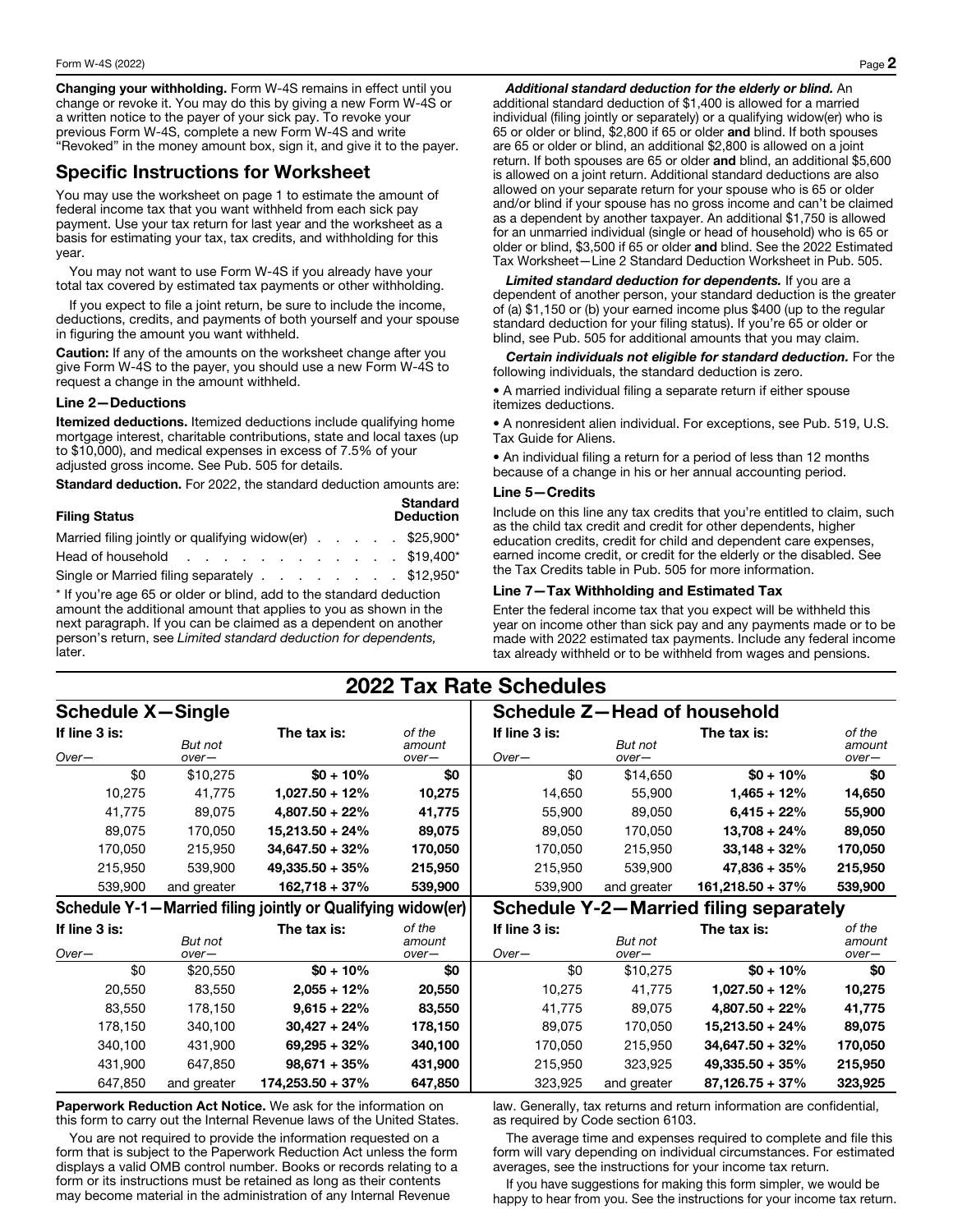**Changing your withholding.** Form W-4S remains in effect until you change or revoke it. You may do this by giving a new Form W-4S or a written notice to the payer of your sick pay. To revoke your previous Form W-4S, complete a new Form W-4S and write "Revoked" in the money amount box, sign it, and give it to the payer.

## Specific Instructions for Worksheet

You may use the worksheet on page 1 to estimate the amount of federal income tax that you want withheld from each sick pay payment. Use your tax return for last year and the worksheet as a basis for estimating your tax, tax credits, and withholding for this year.

You may not want to use Form W-4S if you already have your total tax covered by estimated tax payments or other withholding.

If you expect to file a joint return, be sure to include the income, deductions, credits, and payments of both yourself and your spouse in figuring the amount you want withheld.

**Caution:** If any of the amounts on the worksheet change after you give Form W-4S to the payer, you should use a new Form W-4S to request a change in the amount withheld.

### Line 2—Deductions

**Itemized deductions.** Itemized deductions include qualifying home mortgage interest, charitable contributions, state and local taxes (up to $10,000), and medical expenses in excess of 7.5% of your adjusted gross income. See Pub. 505 for details.

**Standard deduction.** For 2022, the standard deduction amounts are:

| Filing Status | Standard Deduction |
|---|---|
| Married filing jointly or qualifying widow(er) | $25,900* |
| Head of household | $19,400* |
| Single or Married filing separately | $12,950* |

\* If you're age 65 or older or blind, add to the standard deduction amount the additional amount that applies to you as shown in the next paragraph. If you can be claimed as a dependent on another person's return, see *Limited standard deduction for dependents,* later.

***Additional standard deduction for the elderly or blind.*** An additional standard deduction of $1,400 is allowed for a married individual (filing jointly or separately) or a qualifying widow(er) who is 65 or older or blind, $2,800 if 65 or older **and** blind. If both spouses are 65 or older or blind, an additional $2,800 is allowed on a joint return. If both spouses are 65 or older **and** blind, an additional $5,600 is allowed on a joint return. Additional standard deductions are also allowed on your separate return for your spouse who is 65 or older and/or blind if your spouse has no gross income and can't be claimed as a dependent by another taxpayer. An additional $1,750 is allowed for an unmarried individual (single or head of household) who is 65 or older or blind, $3,500 if 65 or older **and** blind. See the 2022 Estimated Tax Worksheet—Line 2 Standard Deduction Worksheet in Pub. 505.

***Limited standard deduction for dependents.*** If you are a dependent of another person, your standard deduction is the greater of (a) $1,150 or (b) your earned income plus $400 (up to the regular standard deduction for your filing status). If you're 65 or older or blind, see Pub. 505 for additional amounts that you may claim.

***Certain individuals not eligible for standard deduction.*** For the following individuals, the standard deduction is zero.

- A married individual filing a separate return if either spouse itemizes deductions.
- A nonresident alien individual. For exceptions, see Pub. 519, U.S. Tax Guide for Aliens.
- An individual filing a return for a period of less than 12 months because of a change in his or her annual accounting period.

### Line 5—Credits

Include on this line any tax credits that you're entitled to claim, such as the child tax credit and credit for other dependents, higher education credits, credit for child and dependent care expenses, earned income credit, or credit for the elderly or the disabled. See the Tax Credits table in Pub. 505 for more information.

### Line 7—Tax Withholding and Estimated Tax

Enter the federal income tax that you expect will be withheld this year on income other than sick pay and any payments made or to be made with 2022 estimated tax payments. Include any federal income tax already withheld or to be withheld from wages and pensions.

## 2022 Tax Rate Schedules

### Schedule X—Single

| If line 3 is: Over— | But not over— | The tax is: | of the amount over— |
|---|---|---|---|
| $0 | $10,275 | **$0 + 10%** | **$0** |
| 10,275 | 41,775 | **1,027.50 + 12%** | **10,275** |
| 41,775 | 89,075 | **4,807.50 + 22%** | **41,775** |
| 89,075 | 170,050 | **15,213.50 + 24%** | **89,075** |
| 170,050 | 215,950 | **34,647.50 + 32%** | **170,050** |
| 215,950 | 539,900 | **49,335.50 + 35%** | **215,950** |
| 539,900 | and greater | **162,718 + 37%** | **539,900** |

### Schedule Z—Head of household

| If line 3 is: Over— | But not over— | The tax is: | of the amount over— |
|---|---|---|---|
| $0 | $14,650 | **$0 + 10%** | **$0** |
| 14,650 | 55,900 | **1,465 + 12%** | **14,650** |
| 55,900 | 89,050 | **6,415 + 22%** | **55,900** |
| 89,050 | 170,050 | **13,708 + 24%** | **89,050** |
| 170,050 | 215,950 | **33,148 + 32%** | **170,050** |
| 215,950 | 539,900 | **47,836 + 35%** | **215,950** |
| 539,900 | and greater | **161,218.50 + 37%** | **539,900** |

### Schedule Y-1—Married filing jointly or Qualifying widow(er)

| If line 3 is: Over— | But not over— | The tax is: | of the amount over— |
|---|---|---|---|
| $0 | $20,550 | **$0 + 10%** | **$0** |
| 20,550 | 83,550 | **2,055 + 12%** | **20,550** |
| 83,550 | 178,150 | **9,615 + 22%** | **83,550** |
| 178,150 | 340,100 | **30,427 + 24%** | **178,150** |
| 340,100 | 431,900 | **69,295 + 32%** | **340,100** |
| 431,900 | 647,850 | **98,671 + 35%** | **431,900** |
| 647,850 | and greater | **174,253.50 + 37%** | **647,850** |

### Schedule Y-2—Married filing separately

| If line 3 is: Over— | But not over— | The tax is: | of the amount over— |
|---|---|---|---|
| $0 | $10,275 | **$0 + 10%** | **$0** |
| 10,275 | 41,775 | **1,027.50 + 12%** | **10,275** |
| 41,775 | 89,075 | **4,807.50 + 22%** | **41,775** |
| 89,075 | 170,050 | **15,213.50 + 24%** | **89,075** |
| 170,050 | 215,950 | **34,647.50 + 32%** | **170,050** |
| 215,950 | 323,925 | **49,335.50 + 35%** | **215,950** |
| 323,925 | and greater | **87,126.75 + 37%** | **323,925** |

**Paperwork Reduction Act Notice.** We ask for the information on this form to carry out the Internal Revenue laws of the United States.

You are not required to provide the information requested on a form that is subject to the Paperwork Reduction Act unless the form displays a valid OMB control number. Books or records relating to a form or its instructions must be retained as long as their contents may become material in the administration of any Internal Revenue law. Generally, tax returns and return information are confidential, as required by Code section 6103.

The average time and expenses required to complete and file this form will vary depending on individual circumstances. For estimated averages, see the instructions for your income tax return.

If you have suggestions for making this form simpler, we would be happy to hear from you. See the instructions for your income tax return.